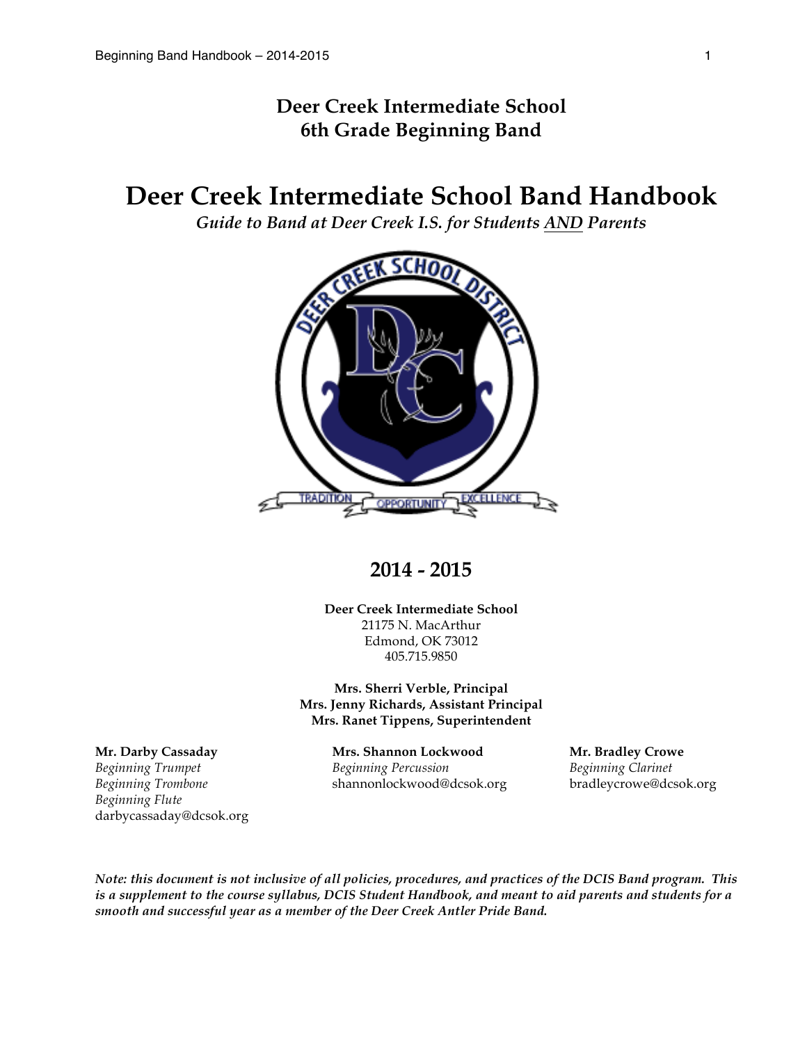**Deer Creek Intermediate School**
**6th Grade Beginning Band**

# Deer Creek Intermediate School Band Handbook

*Guide to Band at Deer Creek I.S. for Students AND Parents*

## 2014 - 2015

**Deer Creek Intermediate School**
21175 N. MacArthur
Edmond, OK 73012
405.715.9850

**Mrs. Sherri Verble, Principal**
**Mrs. Jenny Richards, Assistant Principal**
**Mrs. Ranet Tippens, Superintendent**

**Mr. Darby Cassaday**
*Beginning Trumpet*
*Beginning Trombone*
*Beginning Flute*
darbycassaday@dcsok.org

**Mrs. Shannon Lockwood**
*Beginning Percussion*
shannonlockwood@dcsok.org

**Mr. Bradley Crowe**
*Beginning Clarinet*
bradleycrowe@dcsok.org

***Note: this document is not inclusive of all policies, procedures, and practices of the DCIS Band program. This is a supplement to the course syllabus, DCIS Student Handbook, and meant to aid parents and students for a smooth and successful year as a member of the Deer Creek Antler Pride Band.***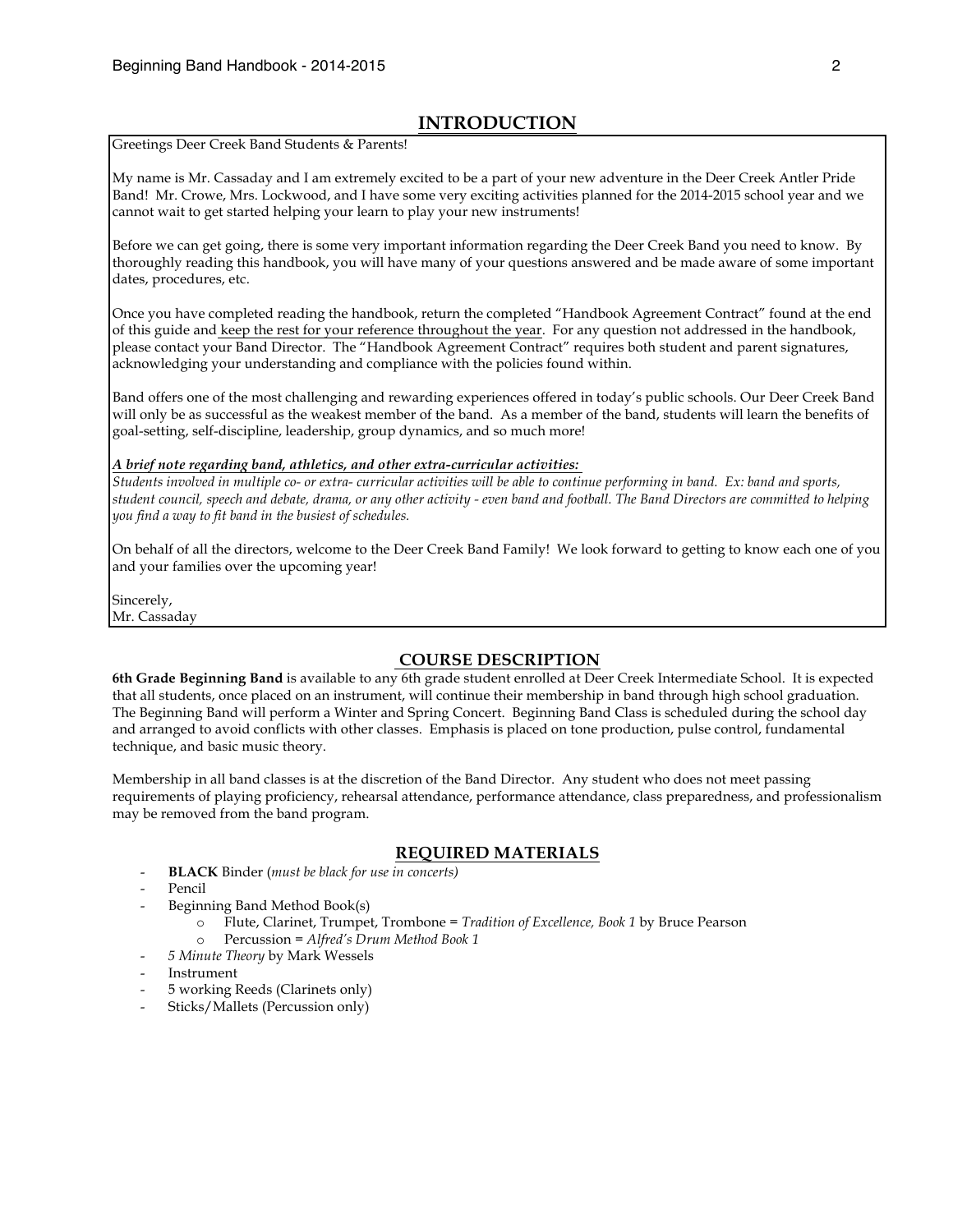## INTRODUCTION

Greetings Deer Creek Band Students & Parents!

My name is Mr. Cassaday and I am extremely excited to be a part of your new adventure in the Deer Creek Antler Pride Band! Mr. Crowe, Mrs. Lockwood, and I have some very exciting activities planned for the 2014-2015 school year and we cannot wait to get started helping your learn to play your new instruments!

Before we can get going, there is some very important information regarding the Deer Creek Band you need to know. By thoroughly reading this handbook, you will have many of your questions answered and be made aware of some important dates, procedures, etc.

Once you have completed reading the handbook, return the completed "Handbook Agreement Contract" found at the end of this guide and keep the rest for your reference throughout the year. For any question not addressed in the handbook, please contact your Band Director. The "Handbook Agreement Contract" requires both student and parent signatures, acknowledging your understanding and compliance with the policies found within.

Band offers one of the most challenging and rewarding experiences offered in today's public schools. Our Deer Creek Band will only be as successful as the weakest member of the band. As a member of the band, students will learn the benefits of goal-setting, self-discipline, leadership, group dynamics, and so much more!

***A brief note regarding band, athletics, and other extra-curricular activities:***
*Students involved in multiple co- or extra- curricular activities will be able to continue performing in band. Ex: band and sports, student council, speech and debate, drama, or any other activity - even band and football. The Band Directors are committed to helping you find a way to fit band in the busiest of schedules.*

On behalf of all the directors, welcome to the Deer Creek Band Family! We look forward to getting to know each one of you and your families over the upcoming year!

Sincerely,
Mr. Cassaday

## COURSE DESCRIPTION

**6th Grade Beginning Band** is available to any 6th grade student enrolled at Deer Creek Intermediate School. It is expected that all students, once placed on an instrument, will continue their membership in band through high school graduation. The Beginning Band will perform a Winter and Spring Concert. Beginning Band Class is scheduled during the school day and arranged to avoid conflicts with other classes. Emphasis is placed on tone production, pulse control, fundamental technique, and basic music theory.

Membership in all band classes is at the discretion of the Band Director. Any student who does not meet passing requirements of playing proficiency, rehearsal attendance, performance attendance, class preparedness, and professionalism may be removed from the band program.

## REQUIRED MATERIALS

- **BLACK** Binder (*must be black for use in concerts)*
- Pencil
- Beginning Band Method Book(s)
  - Flute, Clarinet, Trumpet, Trombone = *Tradition of Excellence, Book 1* by Bruce Pearson
  - Percussion = *Alfred's Drum Method Book 1*
- *5 Minute Theory* by Mark Wessels
- Instrument
- 5 working Reeds (Clarinets only)
- Sticks/Mallets (Percussion only)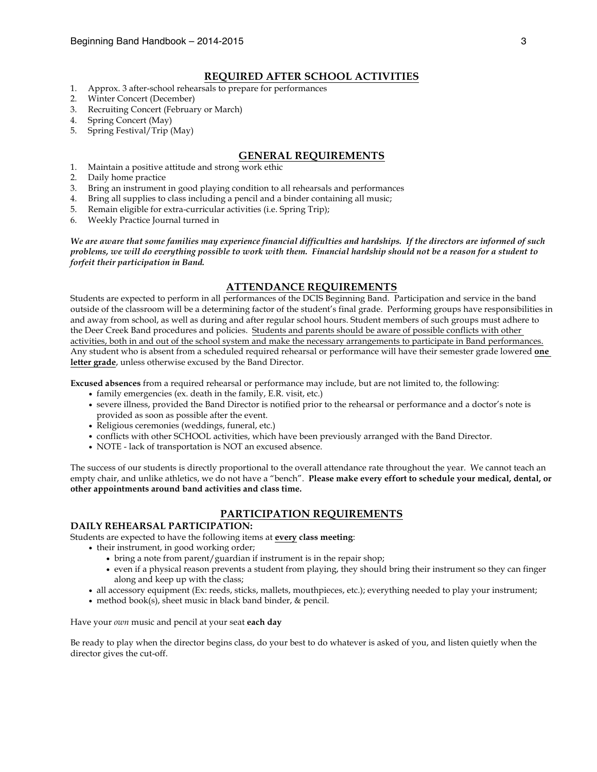## REQUIRED AFTER SCHOOL ACTIVITIES

1. Approx. 3 after-school rehearsals to prepare for performances
2. Winter Concert (December)
3. Recruiting Concert (February or March)
4. Spring Concert (May)
5. Spring Festival/Trip (May)

## GENERAL REQUIREMENTS

1. Maintain a positive attitude and strong work ethic
2. Daily home practice
3. Bring an instrument in good playing condition to all rehearsals and performances
4. Bring all supplies to class including a pencil and a binder containing all music;
5. Remain eligible for extra-curricular activities (i.e. Spring Trip);
6. Weekly Practice Journal turned in

***We are aware that some families may experience financial difficulties and hardships. If the directors are informed of such problems, we will do everything possible to work with them. Financial hardship should not be a reason for a student to forfeit their participation in Band.***

## ATTENDANCE REQUIREMENTS

Students are expected to perform in all performances of the DCIS Beginning Band. Participation and service in the band outside of the classroom will be a determining factor of the student's final grade. Performing groups have responsibilities in and away from school, as well as during and after regular school hours. Student members of such groups must adhere to the Deer Creek Band procedures and policies. <u>Students and parents should be aware of possible conflicts with other activities, both in and out of the school system and make the necessary arrangements to participate in Band performances.</u> Any student who is absent from a scheduled required rehearsal or performance will have their semester grade lowered **<u>one letter grade</u>**, unless otherwise excused by the Band Director.

**Excused absences** from a required rehearsal or performance may include, but are not limited to, the following:

- family emergencies (ex. death in the family, E.R. visit, etc.)
- severe illness, provided the Band Director is notified prior to the rehearsal or performance and a doctor's note is provided as soon as possible after the event.
- Religious ceremonies (weddings, funeral, etc.)
- conflicts with other SCHOOL activities, which have been previously arranged with the Band Director.
- NOTE - lack of transportation is NOT an excused absence.

The success of our students is directly proportional to the overall attendance rate throughout the year. We cannot teach an empty chair, and unlike athletics, we do not have a "bench". **Please make every effort to schedule your medical, dental, or other appointments around band activities and class time.**

## PARTICIPATION REQUIREMENTS

### DAILY REHEARSAL PARTICIPATION:

Students are expected to have the following items at **<u>every</u> class meeting**:

- their instrument, in good working order;
  - bring a note from parent/guardian if instrument is in the repair shop;
  - even if a physical reason prevents a student from playing, they should bring their instrument so they can finger along and keep up with the class;
- all accessory equipment (Ex: reeds, sticks, mallets, mouthpieces, etc.); everything needed to play your instrument;
- method book(s), sheet music in black band binder, & pencil.

Have your *own* music and pencil at your seat **each day**

Be ready to play when the director begins class, do your best to do whatever is asked of you, and listen quietly when the director gives the cut-off.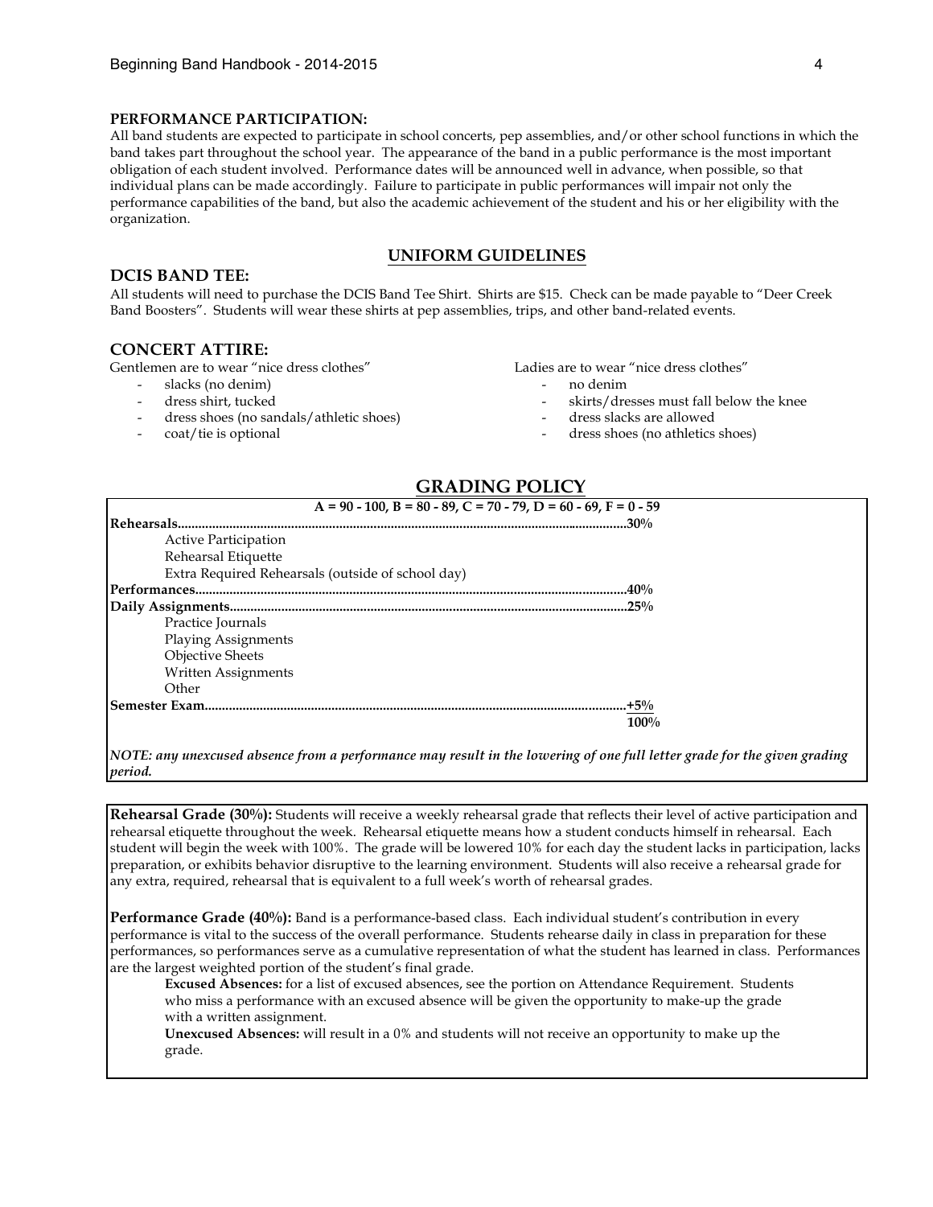**PERFORMANCE PARTICIPATION:**
All band students are expected to participate in school concerts, pep assemblies, and/or other school functions in which the band takes part throughout the school year. The appearance of the band in a public performance is the most important obligation of each student involved. Performance dates will be announced well in advance, when possible, so that individual plans can be made accordingly. Failure to participate in public performances will impair not only the performance capabilities of the band, but also the academic achievement of the student and his or her eligibility with the organization.

## UNIFORM GUIDELINES

### DCIS BAND TEE:

All students will need to purchase the DCIS Band Tee Shirt. Shirts are $15. Check can be made payable to "Deer Creek Band Boosters". Students will wear these shirts at pep assemblies, trips, and other band-related events.

### CONCERT ATTIRE:

Gentlemen are to wear "nice dress clothes"

- slacks (no denim)
- dress shirt, tucked
- dress shoes (no sandals/athletic shoes)
- coat/tie is optional

Ladies are to wear "nice dress clothes"

- no denim
- skirts/dresses must fall below the knee
- dress slacks are allowed
- dress shoes (no athletics shoes)

## GRADING POLICY

**A = 90 - 100, B = 80 - 89, C = 70 - 79, D = 60 - 69, F = 0 - 59**

| | |
|---|---|
| **Rehearsals** | **30%** |
| Active Participation | |
| Rehearsal Etiquette | |
| Extra Required Rehearsals (outside of school day) | |
| **Performances** | **40%** |
| **Daily Assignments** | **25%** |
| Practice Journals | |
| Playing Assignments | |
| Objective Sheets | |
| Written Assignments | |
| Other | |
| **Semester Exam** | **+5%** |
| | **100%** |

***NOTE: any unexcused absence from a performance may result in the lowering of one full letter grade for the given grading period.***

**Rehearsal Grade (30%):** Students will receive a weekly rehearsal grade that reflects their level of active participation and rehearsal etiquette throughout the week. Rehearsal etiquette means how a student conducts himself in rehearsal. Each student will begin the week with 100%. The grade will be lowered 10% for each day the student lacks in participation, lacks preparation, or exhibits behavior disruptive to the learning environment. Students will also receive a rehearsal grade for any extra, required, rehearsal that is equivalent to a full week's worth of rehearsal grades.

**Performance Grade (40%):** Band is a performance-based class. Each individual student's contribution in every performance is vital to the success of the overall performance. Students rehearse daily in class in preparation for these performances, so performances serve as a cumulative representation of what the student has learned in class. Performances are the largest weighted portion of the student's final grade.

**Excused Absences:** for a list of excused absences, see the portion on Attendance Requirement. Students who miss a performance with an excused absence will be given the opportunity to make-up the grade with a written assignment.

**Unexcused Absences:** will result in a 0% and students will not receive an opportunity to make up the grade.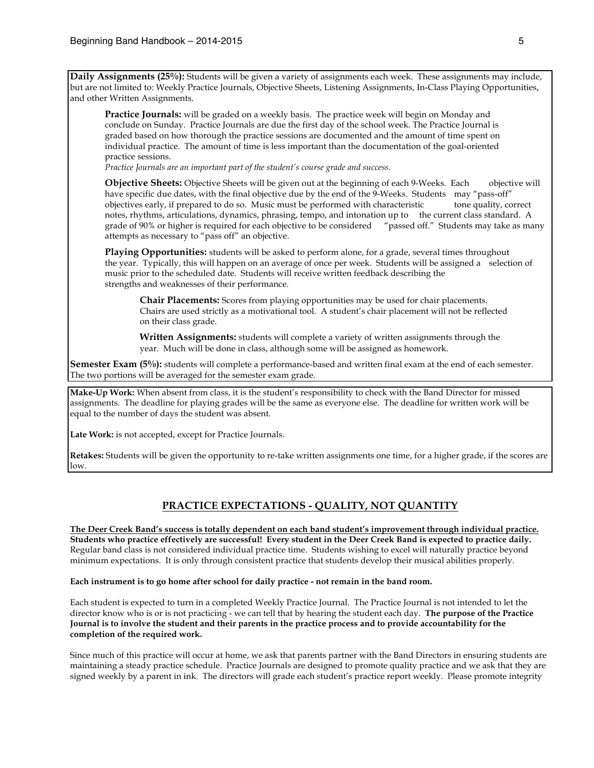**Daily Assignments (25%):** Students will be given a variety of assignments each week. These assignments may include, but are not limited to: Weekly Practice Journals, Objective Sheets, Listening Assignments, In-Class Playing Opportunities, and other Written Assignments.

**Practice Journals:** will be graded on a weekly basis. The practice week will begin on Monday and conclude on Sunday. Practice Journals are due the first day of the school week. The Practice Journal is graded based on how thorough the practice sessions are documented and the amount of time spent on individual practice. The amount of time is less important than the documentation of the goal-oriented practice sessions.
*Practice Journals are an important part of the student's course grade and success.*

**Objective Sheets:** Objective Sheets will be given out at the beginning of each 9-Weeks. Each objective will have specific due dates, with the final objective due by the end of the 9-Weeks. Students may "pass-off" objectives early, if prepared to do so. Music must be performed with characteristic tone quality, correct notes, rhythms, articulations, dynamics, phrasing, tempo, and intonation up to the current class standard. A grade of 90% or higher is required for each objective to be considered "passed off." Students may take as many attempts as necessary to "pass off" an objective.

**Playing Opportunities:** students will be asked to perform alone, for a grade, several times throughout the year. Typically, this will happen on an average of once per week. Students will be assigned a selection of music prior to the scheduled date. Students will receive written feedback describing the strengths and weaknesses of their performance.

**Chair Placements:** Scores from playing opportunities may be used for chair placements. Chairs are used strictly as a motivational tool. A student's chair placement will not be reflected on their class grade.

**Written Assignments:** students will complete a variety of written assignments through the year. Much will be done in class, although some will be assigned as homework.

**Semester Exam (5%):** students will complete a performance-based and written final exam at the end of each semester. The two portions will be averaged for the semester exam grade.

**Make-Up Work:** When absent from class, it is the student's responsibility to check with the Band Director for missed assignments. The deadline for playing grades will be the same as everyone else. The deadline for written work will be equal to the number of days the student was absent.

**Late Work:** is not accepted, except for Practice Journals.

**Retakes:** Students will be given the opportunity to re-take written assignments one time, for a higher grade, if the scores are low.

## PRACTICE EXPECTATIONS - QUALITY, NOT QUANTITY

**The Deer Creek Band's success is totally dependent on each band student's improvement through individual practice. Students who practice effectively are successful! Every student in the Deer Creek Band is expected to practice daily.** Regular band class is not considered individual practice time. Students wishing to excel will naturally practice beyond minimum expectations. It is only through consistent practice that students develop their musical abilities properly.

**Each instrument is to go home after school for daily practice - not remain in the band room.**

Each student is expected to turn in a completed Weekly Practice Journal. The Practice Journal is not intended to let the director know who is or is not practicing - we can tell that by hearing the student each day. **The purpose of the Practice Journal is to involve the student and their parents in the practice process and to provide accountability for the completion of the required work.**

Since much of this practice will occur at home, we ask that parents partner with the Band Directors in ensuring students are maintaining a steady practice schedule. Practice Journals are designed to promote quality practice and we ask that they are signed weekly by a parent in ink. The directors will grade each student's practice report weekly. Please promote integrity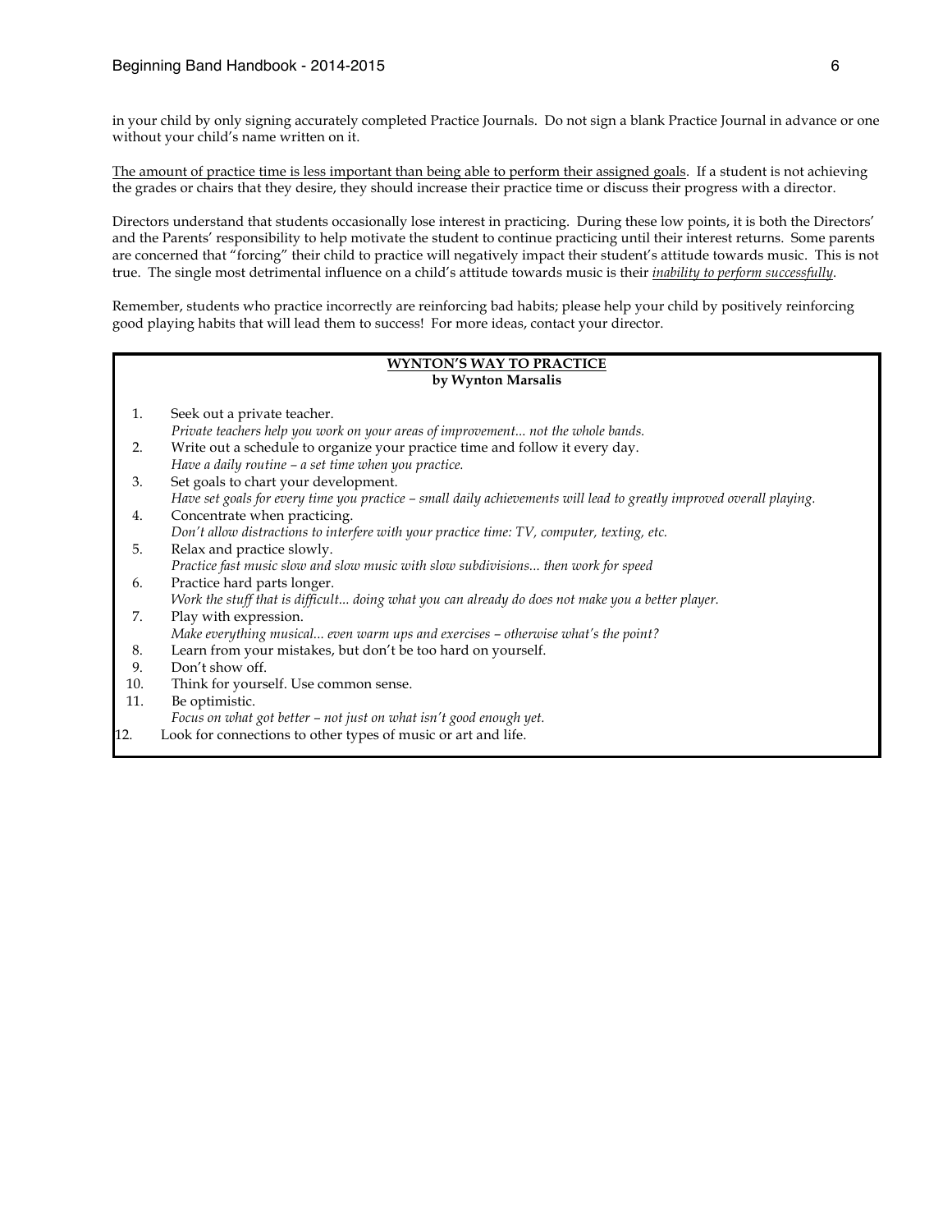in your child by only signing accurately completed Practice Journals. Do not sign a blank Practice Journal in advance or one without your child's name written on it.

<u>The amount of practice time is less important than being able to perform their assigned goals</u>. If a student is not achieving the grades or chairs that they desire, they should increase their practice time or discuss their progress with a director.

Directors understand that students occasionally lose interest in practicing. During these low points, it is both the Directors' and the Parents' responsibility to help motivate the student to continue practicing until their interest returns. Some parents are concerned that "forcing" their child to practice will negatively impact their student's attitude towards music. This is not true. The single most detrimental influence on a child's attitude towards music is their <u>*inability to perform successfully*</u>.

Remember, students who practice incorrectly are reinforcing bad habits; please help your child by positively reinforcing good playing habits that will lead them to success! For more ideas, contact your director.

**<u>WYNTON'S WAY TO PRACTICE</u>**
**by Wynton Marsalis**

1. Seek out a private teacher.
   *Private teachers help you work on your areas of improvement... not the whole bands.*
2. Write out a schedule to organize your practice time and follow it every day.
   *Have a daily routine – a set time when you practice.*
3. Set goals to chart your development.
   *Have set goals for every time you practice – small daily achievements will lead to greatly improved overall playing.*
4. Concentrate when practicing.
   *Don't allow distractions to interfere with your practice time: TV, computer, texting, etc.*
5. Relax and practice slowly.
   *Practice fast music slow and slow music with slow subdivisions... then work for speed*
6. Practice hard parts longer.
   *Work the stuff that is difficult... doing what you can already do does not make you a better player.*
7. Play with expression.
   *Make everything musical... even warm ups and exercises – otherwise what's the point?*
8. Learn from your mistakes, but don't be too hard on yourself.
9. Don't show off.
10. Think for yourself. Use common sense.
11. Be optimistic.
    *Focus on what got better – not just on what isn't good enough yet.*
12. Look for connections to other types of music or art and life.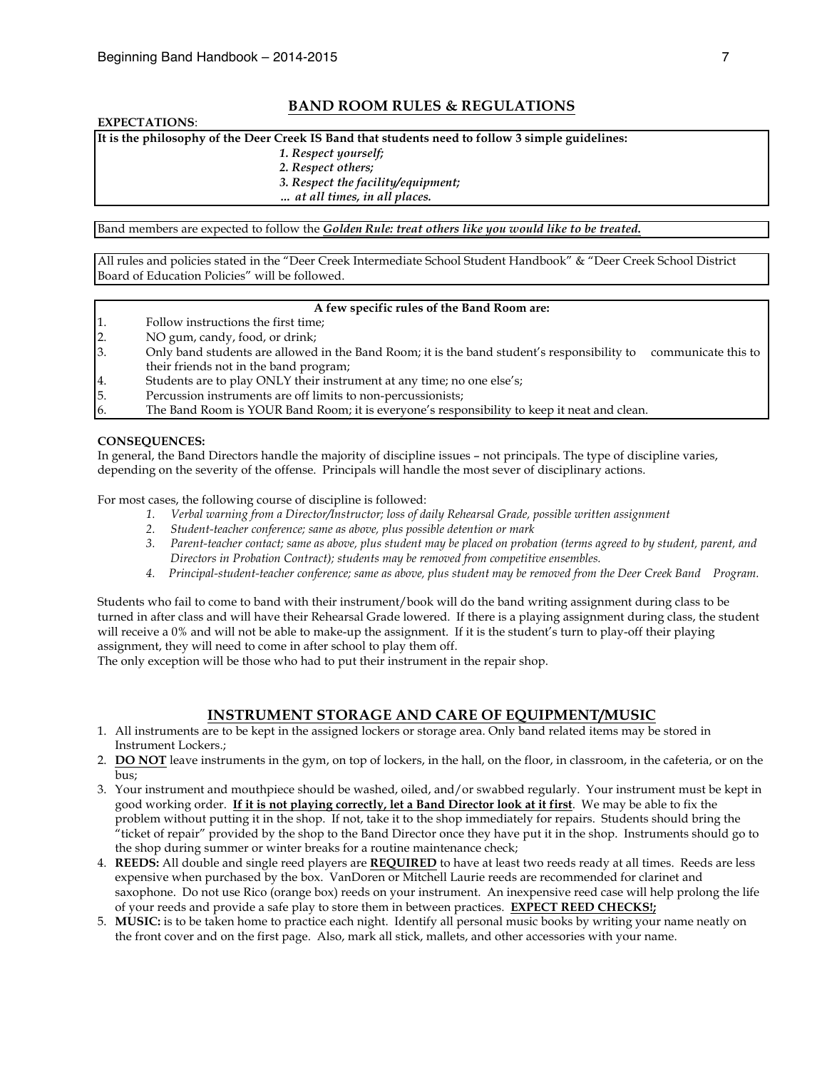## BAND ROOM RULES & REGULATIONS

**EXPECTATIONS**:

**It is the philosophy of the Deer Creek IS Band that students need to follow 3 simple guidelines:**

***1. Respect yourself;***
***2. Respect others;***
***3. Respect the facility/equipment;***
***... at all times, in all places.***

Band members are expected to follow the ***Golden Rule: treat others like you would like to be treated.***

All rules and policies stated in the "Deer Creek Intermediate School Student Handbook" & "Deer Creek School District Board of Education Policies" will be followed.

**A few specific rules of the Band Room are:**

1. Follow instructions the first time;
2. NO gum, candy, food, or drink;
3. Only band students are allowed in the Band Room; it is the band student's responsibility to communicate this to their friends not in the band program;
4. Students are to play ONLY their instrument at any time; no one else's;
5. Percussion instruments are off limits to non-percussionists;
6. The Band Room is YOUR Band Room; it is everyone's responsibility to keep it neat and clean.

**CONSEQUENCES:**

In general, the Band Directors handle the majority of discipline issues – not principals. The type of discipline varies, depending on the severity of the offense. Principals will handle the most sever of disciplinary actions.

For most cases, the following course of discipline is followed:

1. *Verbal warning from a Director/Instructor; loss of daily Rehearsal Grade, possible written assignment*
2. *Student-teacher conference; same as above, plus possible detention or mark*
3. *Parent-teacher contact; same as above, plus student may be placed on probation (terms agreed to by student, parent, and Directors in Probation Contract); students may be removed from competitive ensembles.*
4. *Principal-student-teacher conference; same as above, plus student may be removed from the Deer Creek Band Program.*

Students who fail to come to band with their instrument/book will do the band writing assignment during class to be turned in after class and will have their Rehearsal Grade lowered. If there is a playing assignment during class, the student will receive a 0% and will not be able to make-up the assignment. If it is the student's turn to play-off their playing assignment, they will need to come in after school to play them off.
The only exception will be those who had to put their instrument in the repair shop.

## INSTRUMENT STORAGE AND CARE OF EQUIPMENT/MUSIC

1. All instruments are to be kept in the assigned lockers or storage area. Only band related items may be stored in Instrument Lockers.;
2. **DO NOT** leave instruments in the gym, on top of lockers, in the hall, on the floor, in classroom, in the cafeteria, or on the bus;
3. Your instrument and mouthpiece should be washed, oiled, and/or swabbed regularly. Your instrument must be kept in good working order. **If it is not playing correctly, let a Band Director look at it first**. We may be able to fix the problem without putting it in the shop. If not, take it to the shop immediately for repairs. Students should bring the "ticket of repair" provided by the shop to the Band Director once they have put it in the shop. Instruments should go to the shop during summer or winter breaks for a routine maintenance check;
4. **REEDS:** All double and single reed players are **REQUIRED** to have at least two reeds ready at all times. Reeds are less expensive when purchased by the box. VanDoren or Mitchell Laurie reeds are recommended for clarinet and saxophone. Do not use Rico (orange box) reeds on your instrument. An inexpensive reed case will help prolong the life of your reeds and provide a safe play to store them in between practices. **EXPECT REED CHECKS!;**
5. **MUSIC:** is to be taken home to practice each night. Identify all personal music books by writing your name neatly on the front cover and on the first page. Also, mark all stick, mallets, and other accessories with your name.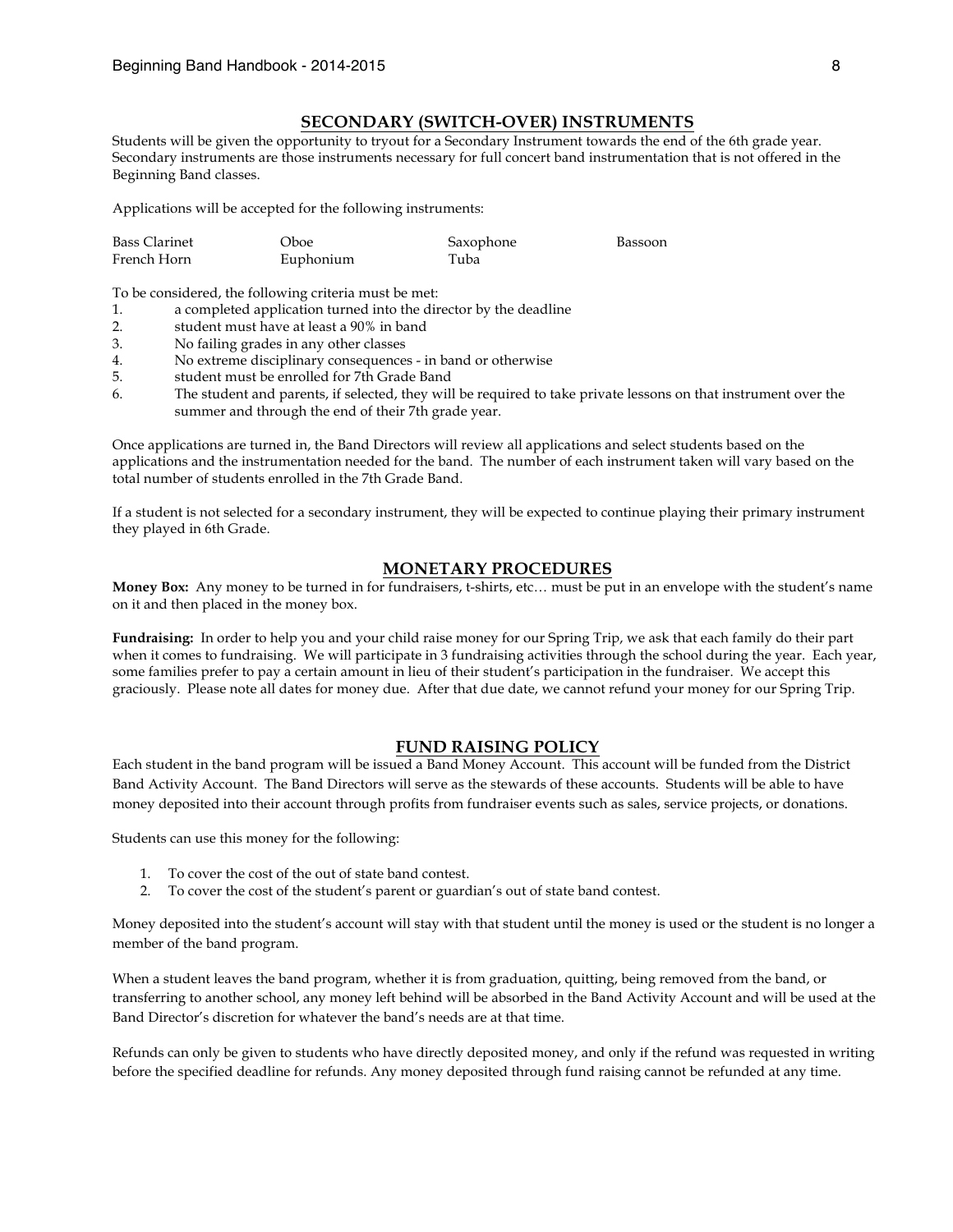## SECONDARY (SWITCH-OVER) INSTRUMENTS

Students will be given the opportunity to tryout for a Secondary Instrument towards the end of the 6th grade year. Secondary instruments are those instruments necessary for full concert band instrumentation that is not offered in the Beginning Band classes.

Applications will be accepted for the following instruments:

| | | | |
|---|---|---|---|
| Bass Clarinet | Oboe | Saxophone | Bassoon |
| French Horn | Euphonium | Tuba | |

To be considered, the following criteria must be met:

1. a completed application turned into the director by the deadline
2. student must have at least a 90% in band
3. No failing grades in any other classes
4. No extreme disciplinary consequences - in band or otherwise
5. student must be enrolled for 7th Grade Band
6. The student and parents, if selected, they will be required to take private lessons on that instrument over the summer and through the end of their 7th grade year.

Once applications are turned in, the Band Directors will review all applications and select students based on the applications and the instrumentation needed for the band. The number of each instrument taken will vary based on the total number of students enrolled in the 7th Grade Band.

If a student is not selected for a secondary instrument, they will be expected to continue playing their primary instrument they played in 6th Grade.

## MONETARY PROCEDURES

**Money Box:** Any money to be turned in for fundraisers, t-shirts, etc… must be put in an envelope with the student's name on it and then placed in the money box.

**Fundraising:** In order to help you and your child raise money for our Spring Trip, we ask that each family do their part when it comes to fundraising. We will participate in 3 fundraising activities through the school during the year. Each year, some families prefer to pay a certain amount in lieu of their student's participation in the fundraiser. We accept this graciously. Please note all dates for money due. After that due date, we cannot refund your money for our Spring Trip.

## FUND RAISING POLICY

Each student in the band program will be issued a Band Money Account. This account will be funded from the District Band Activity Account. The Band Directors will serve as the stewards of these accounts. Students will be able to have money deposited into their account through profits from fundraiser events such as sales, service projects, or donations.

Students can use this money for the following:

1. To cover the cost of the out of state band contest.
2. To cover the cost of the student's parent or guardian's out of state band contest.

Money deposited into the student's account will stay with that student until the money is used or the student is no longer a member of the band program.

When a student leaves the band program, whether it is from graduation, quitting, being removed from the band, or transferring to another school, any money left behind will be absorbed in the Band Activity Account and will be used at the Band Director's discretion for whatever the band's needs are at that time.

Refunds can only be given to students who have directly deposited money, and only if the refund was requested in writing before the specified deadline for refunds. Any money deposited through fund raising cannot be refunded at any time.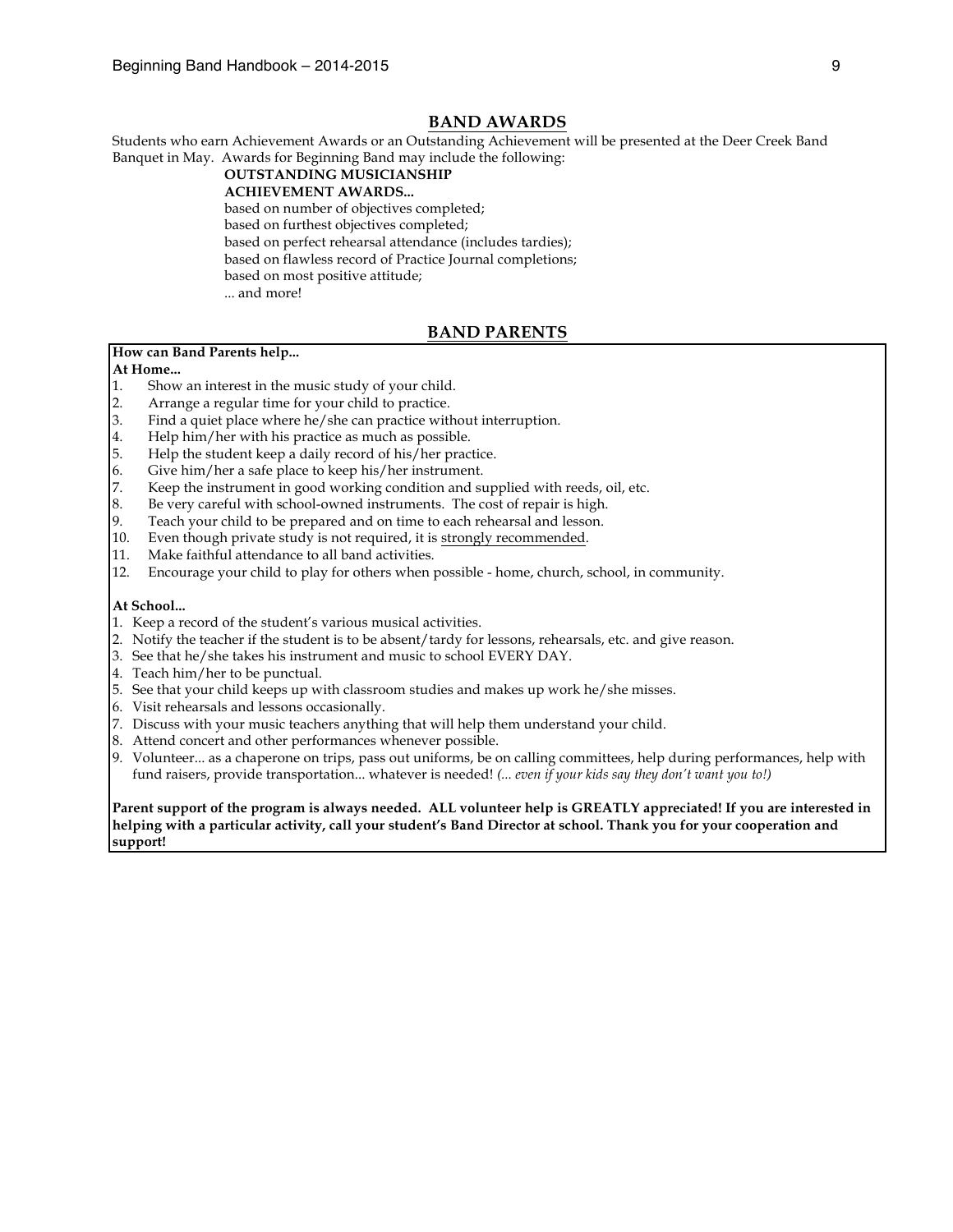## BAND AWARDS

Students who earn Achievement Awards or an Outstanding Achievement will be presented at the Deer Creek Band Banquet in May. Awards for Beginning Band may include the following:

**OUTSTANDING MUSICIANSHIP**

**ACHIEVEMENT AWARDS...**

based on number of objectives completed;  
based on furthest objectives completed;  
based on perfect rehearsal attendance (includes tardies);  
based on flawless record of Practice Journal completions;  
based on most positive attitude;  
... and more!

## BAND PARENTS

**How can Band Parents help...**

**At Home...**

1. Show an interest in the music study of your child.
2. Arrange a regular time for your child to practice.
3. Find a quiet place where he/she can practice without interruption.
4. Help him/her with his practice as much as possible.
5. Help the student keep a daily record of his/her practice.
6. Give him/her a safe place to keep his/her instrument.
7. Keep the instrument in good working condition and supplied with reeds, oil, etc.
8. Be very careful with school-owned instruments. The cost of repair is high.
9. Teach your child to be prepared and on time to each rehearsal and lesson.
10. Even though private study is not required, it is <u>strongly recommended</u>.
11. Make faithful attendance to all band activities.
12. Encourage your child to play for others when possible - home, church, school, in community.

**At School...**

1. Keep a record of the student's various musical activities.
2. Notify the teacher if the student is to be absent/tardy for lessons, rehearsals, etc. and give reason.
3. See that he/she takes his instrument and music to school EVERY DAY.
4. Teach him/her to be punctual.
5. See that your child keeps up with classroom studies and makes up work he/she misses.
6. Visit rehearsals and lessons occasionally.
7. Discuss with your music teachers anything that will help them understand your child.
8. Attend concert and other performances whenever possible.
9. Volunteer... as a chaperone on trips, pass out uniforms, be on calling committees, help during performances, help with fund raisers, provide transportation... whatever is needed! *(... even if your kids say they don't want you to!)*

**Parent support of the program is always needed. ALL volunteer help is GREATLY appreciated! If you are interested in helping with a particular activity, call your student's Band Director at school. Thank you for your cooperation and support!**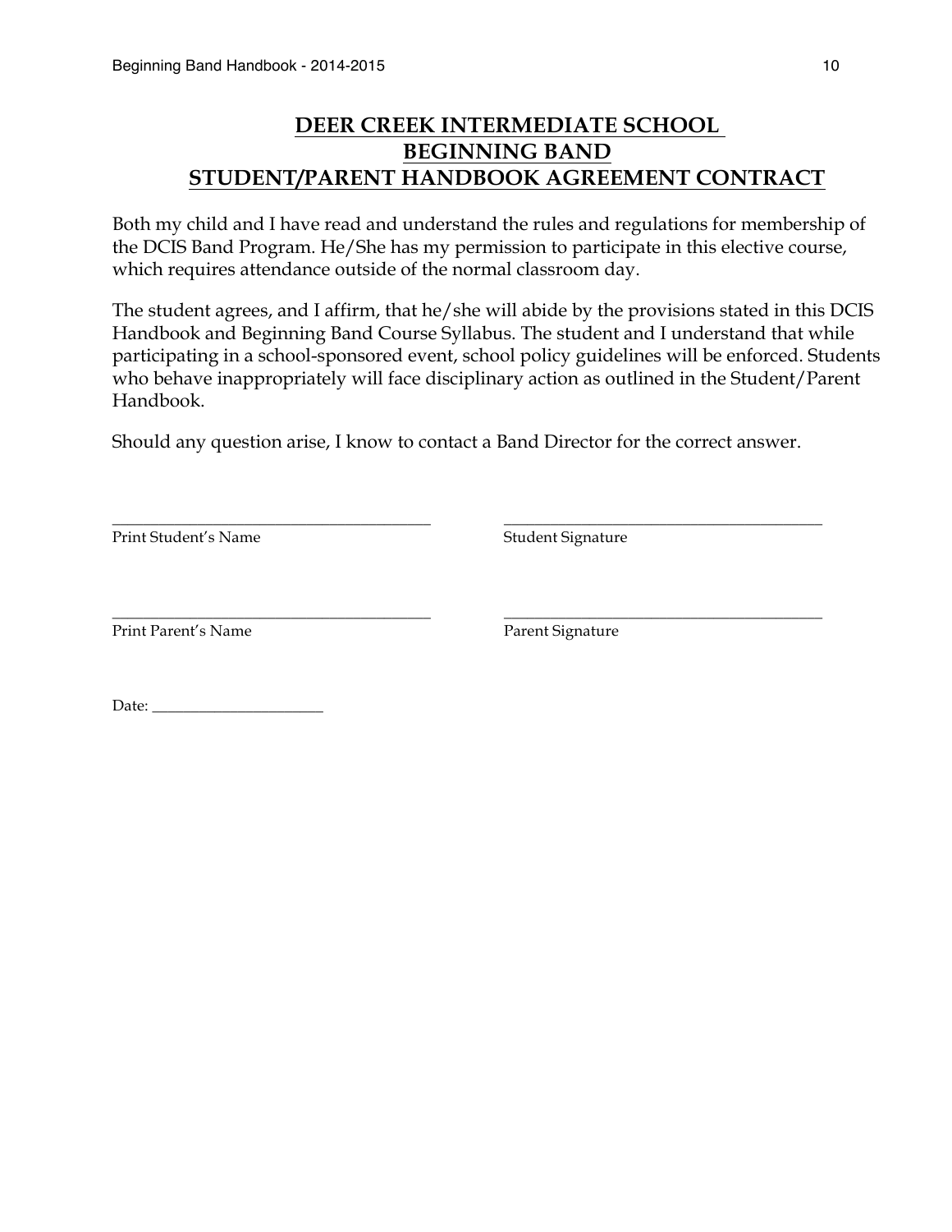# DEER CREEK INTERMEDIATE SCHOOL
# BEGINNING BAND
# STUDENT/PARENT HANDBOOK AGREEMENT CONTRACT

Both my child and I have read and understand the rules and regulations for membership of the DCIS Band Program. He/She has my permission to participate in this elective course, which requires attendance outside of the normal classroom day.

The student agrees, and I affirm, that he/she will abide by the provisions stated in this DCIS Handbook and Beginning Band Course Syllabus. The student and I understand that while participating in a school-sponsored event, school policy guidelines will be enforced. Students who behave inappropriately will face disciplinary action as outlined in the Student/Parent Handbook.

Should any question arise, I know to contact a Band Director for the correct answer.

| | |
|---|---|
| ______________________________ | ______________________________ |
| Print Student's Name | Student Signature |
| ______________________________ | ______________________________ |
| Print Parent's Name | Parent Signature |

Date: ____________________